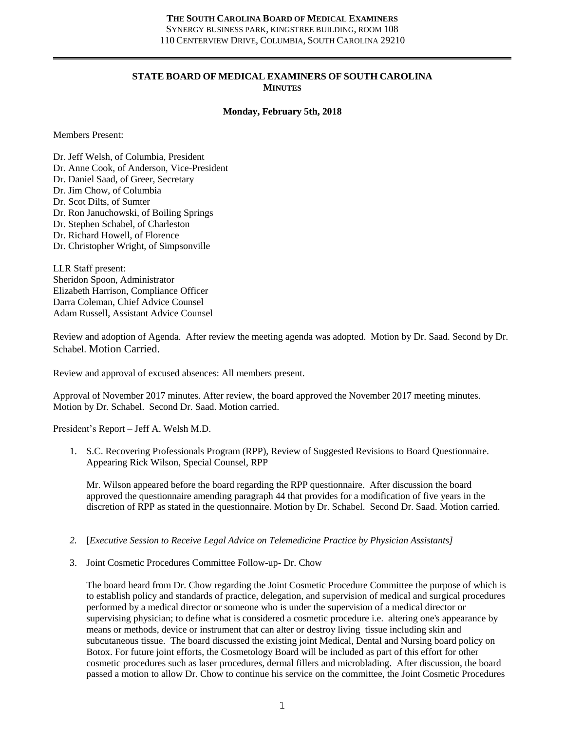**THE SOUTH CAROLINA BOARD OF MEDICAL EXAMINERS**
SYNERGY BUSINESS PARK, KINGSTREE BUILDING, ROOM 108
110 CENTERVIEW DRIVE, COLUMBIA, SOUTH CAROLINA 29210

---

# STATE BOARD OF MEDICAL EXAMINERS OF SOUTH CAROLINA
## MINUTES

**Monday, February 5th, 2018**

Members Present:

Dr. Jeff Welsh, of Columbia, President
Dr. Anne Cook, of Anderson, Vice-President
Dr. Daniel Saad, of Greer, Secretary
Dr. Jim Chow, of Columbia
Dr. Scot Dilts, of Sumter
Dr. Ron Januchowski, of Boiling Springs
Dr. Stephen Schabel, of Charleston
Dr. Richard Howell, of Florence
Dr. Christopher Wright, of Simpsonville

LLR Staff present:
Sheridon Spoon, Administrator
Elizabeth Harrison, Compliance Officer
Darra Coleman, Chief Advice Counsel
Adam Russell, Assistant Advice Counsel

Review and adoption of Agenda. After review the meeting agenda was adopted. Motion by Dr. Saad. Second by Dr. Schabel. Motion Carried.

Review and approval of excused absences: All members present.

Approval of November 2017 minutes. After review, the board approved the November 2017 meeting minutes. Motion by Dr. Schabel. Second Dr. Saad. Motion carried.

President's Report – Jeff A. Welsh M.D.

1. S.C. Recovering Professionals Program (RPP), Review of Suggested Revisions to Board Questionnaire. Appearing Rick Wilson, Special Counsel, RPP

   Mr. Wilson appeared before the board regarding the RPP questionnaire. After discussion the board approved the questionnaire amending paragraph 44 that provides for a modification of five years in the discretion of RPP as stated in the questionnaire. Motion by Dr. Schabel. Second Dr. Saad. Motion carried.

2. [*Executive Session to Receive Legal Advice on Telemedicine Practice by Physician Assistants]*

3. Joint Cosmetic Procedures Committee Follow-up- Dr. Chow

   The board heard from Dr. Chow regarding the Joint Cosmetic Procedure Committee the purpose of which is to establish policy and standards of practice, delegation, and supervision of medical and surgical procedures performed by a medical director or someone who is under the supervision of a medical director or supervising physician; to define what is considered a cosmetic procedure i.e. altering one's appearance by means or methods, device or instrument that can alter or destroy living tissue including skin and subcutaneous tissue. The board discussed the existing joint Medical, Dental and Nursing board policy on Botox. For future joint efforts, the Cosmetology Board will be included as part of this effort for other cosmetic procedures such as laser procedures, dermal fillers and microblading. After discussion, the board passed a motion to allow Dr. Chow to continue his service on the committee, the Joint Cosmetic Procedures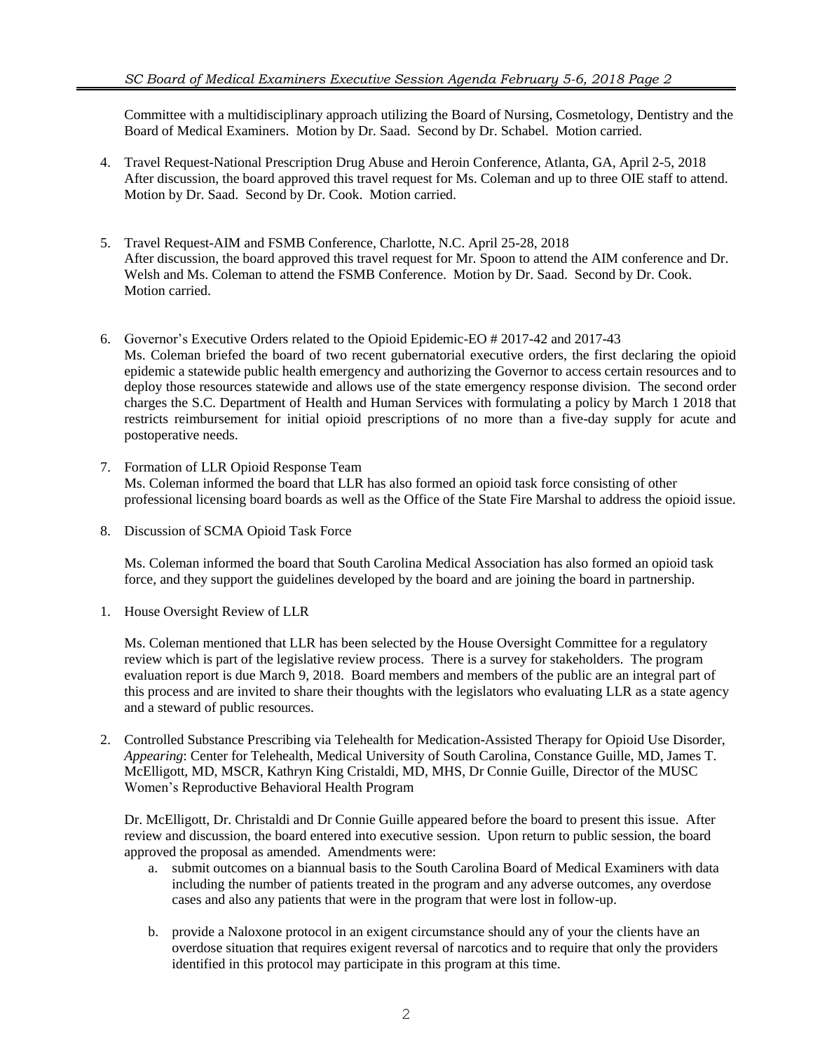Committee with a multidisciplinary approach utilizing the Board of Nursing, Cosmetology, Dentistry and the Board of Medical Examiners. Motion by Dr. Saad. Second by Dr. Schabel. Motion carried.

4. Travel Request-National Prescription Drug Abuse and Heroin Conference, Atlanta, GA, April 2-5, 2018
   After discussion, the board approved this travel request for Ms. Coleman and up to three OIE staff to attend. Motion by Dr. Saad. Second by Dr. Cook. Motion carried.

5. Travel Request-AIM and FSMB Conference, Charlotte, N.C. April 25-28, 2018
   After discussion, the board approved this travel request for Mr. Spoon to attend the AIM conference and Dr. Welsh and Ms. Coleman to attend the FSMB Conference. Motion by Dr. Saad. Second by Dr. Cook. Motion carried.

6. Governor's Executive Orders related to the Opioid Epidemic-EO # 2017-42 and 2017-43
   Ms. Coleman briefed the board of two recent gubernatorial executive orders, the first declaring the opioid epidemic a statewide public health emergency and authorizing the Governor to access certain resources and to deploy those resources statewide and allows use of the state emergency response division. The second order charges the S.C. Department of Health and Human Services with formulating a policy by March 1 2018 that restricts reimbursement for initial opioid prescriptions of no more than a five-day supply for acute and postoperative needs.

7. Formation of LLR Opioid Response Team
   Ms. Coleman informed the board that LLR has also formed an opioid task force consisting of other professional licensing board boards as well as the Office of the State Fire Marshal to address the opioid issue.

8. Discussion of SCMA Opioid Task Force

   Ms. Coleman informed the board that South Carolina Medical Association has also formed an opioid task force, and they support the guidelines developed by the board and are joining the board in partnership.

1. House Oversight Review of LLR

   Ms. Coleman mentioned that LLR has been selected by the House Oversight Committee for a regulatory review which is part of the legislative review process. There is a survey for stakeholders. The program evaluation report is due March 9, 2018. Board members and members of the public are an integral part of this process and are invited to share their thoughts with the legislators who evaluating LLR as a state agency and a steward of public resources.

2. Controlled Substance Prescribing via Telehealth for Medication-Assisted Therapy for Opioid Use Disorder, *Appearing*: Center for Telehealth, Medical University of South Carolina, Constance Guille, MD, James T. McElligott, MD, MSCR, Kathryn King Cristaldi, MD, MHS, Dr Connie Guille, Director of the MUSC Women's Reproductive Behavioral Health Program

   Dr. McElligott, Dr. Christaldi and Dr Connie Guille appeared before the board to present this issue. After review and discussion, the board entered into executive session. Upon return to public session, the board approved the proposal as amended. Amendments were:

   a. submit outcomes on a biannual basis to the South Carolina Board of Medical Examiners with data including the number of patients treated in the program and any adverse outcomes, any overdose cases and also any patients that were in the program that were lost in follow-up.

   b. provide a Naloxone protocol in an exigent circumstance should any of your the clients have an overdose situation that requires exigent reversal of narcotics and to require that only the providers identified in this protocol may participate in this program at this time.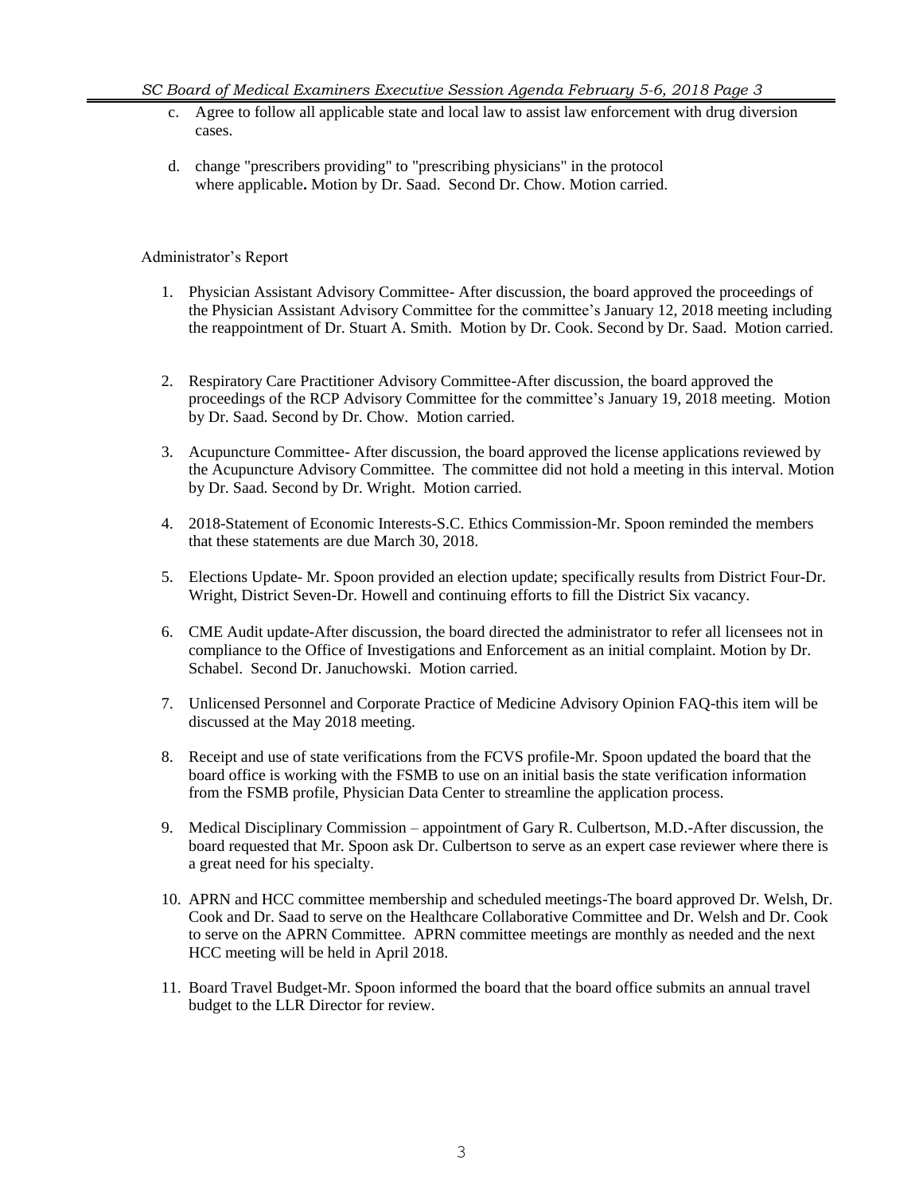c. Agree to follow all applicable state and local law to assist law enforcement with drug diversion cases.

d. change "prescribers providing" to "prescribing physicians" in the protocol where applicable**.** Motion by Dr. Saad. Second Dr. Chow. Motion carried.

Administrator's Report

1. Physician Assistant Advisory Committee- After discussion, the board approved the proceedings of the Physician Assistant Advisory Committee for the committee's January 12, 2018 meeting including the reappointment of Dr. Stuart A. Smith. Motion by Dr. Cook. Second by Dr. Saad. Motion carried.

2. Respiratory Care Practitioner Advisory Committee-After discussion, the board approved the proceedings of the RCP Advisory Committee for the committee's January 19, 2018 meeting. Motion by Dr. Saad. Second by Dr. Chow. Motion carried.

3. Acupuncture Committee- After discussion, the board approved the license applications reviewed by the Acupuncture Advisory Committee. The committee did not hold a meeting in this interval. Motion by Dr. Saad. Second by Dr. Wright. Motion carried.

4. 2018-Statement of Economic Interests-S.C. Ethics Commission-Mr. Spoon reminded the members that these statements are due March 30, 2018.

5. Elections Update- Mr. Spoon provided an election update; specifically results from District Four-Dr. Wright, District Seven-Dr. Howell and continuing efforts to fill the District Six vacancy.

6. CME Audit update-After discussion, the board directed the administrator to refer all licensees not in compliance to the Office of Investigations and Enforcement as an initial complaint. Motion by Dr. Schabel. Second Dr. Januchowski. Motion carried.

7. Unlicensed Personnel and Corporate Practice of Medicine Advisory Opinion FAQ-this item will be discussed at the May 2018 meeting.

8. Receipt and use of state verifications from the FCVS profile-Mr. Spoon updated the board that the board office is working with the FSMB to use on an initial basis the state verification information from the FSMB profile, Physician Data Center to streamline the application process.

9. Medical Disciplinary Commission – appointment of Gary R. Culbertson, M.D.-After discussion, the board requested that Mr. Spoon ask Dr. Culbertson to serve as an expert case reviewer where there is a great need for his specialty.

10. APRN and HCC committee membership and scheduled meetings-The board approved Dr. Welsh, Dr. Cook and Dr. Saad to serve on the Healthcare Collaborative Committee and Dr. Welsh and Dr. Cook to serve on the APRN Committee. APRN committee meetings are monthly as needed and the next HCC meeting will be held in April 2018.

11. Board Travel Budget-Mr. Spoon informed the board that the board office submits an annual travel budget to the LLR Director for review.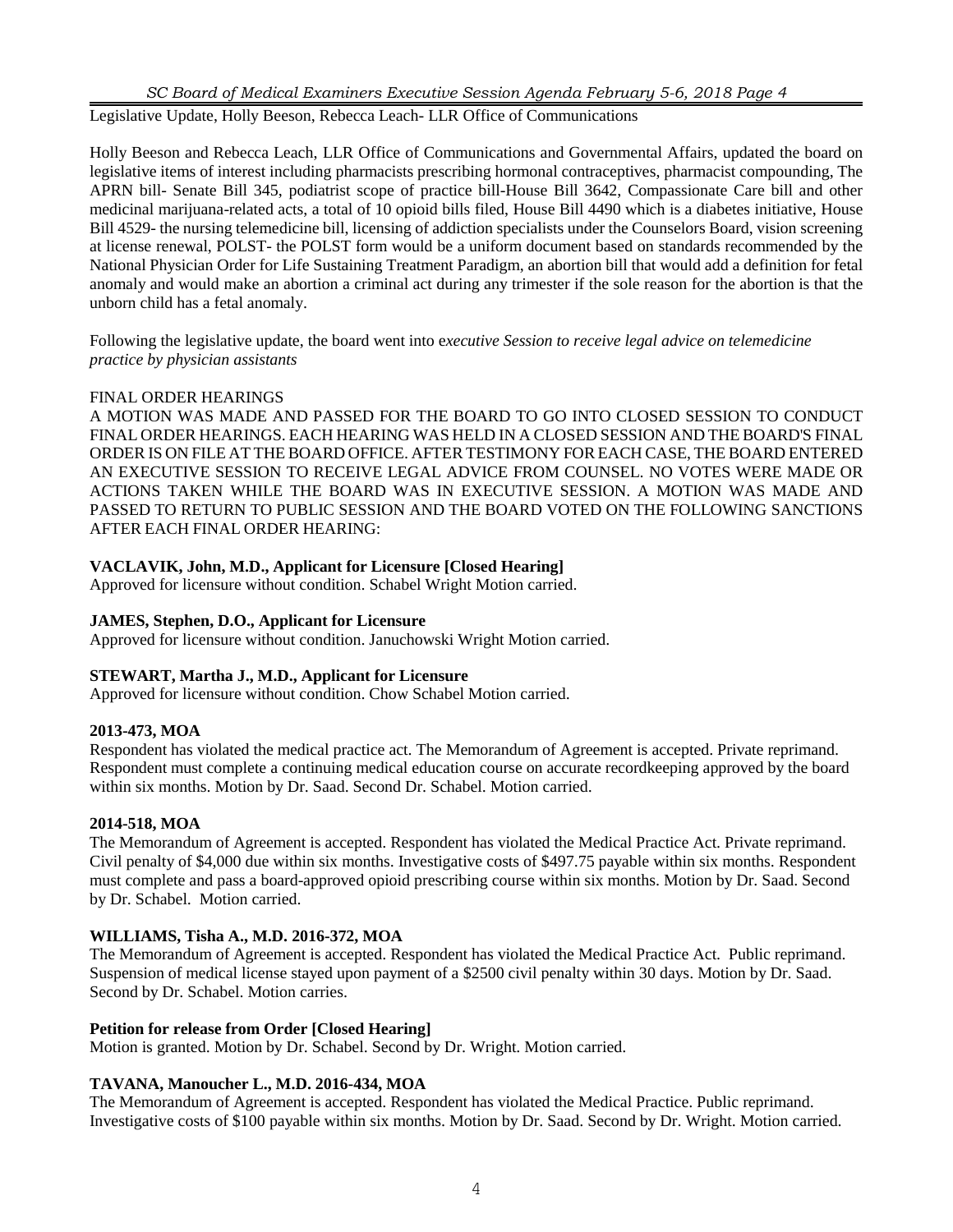Legislative Update, Holly Beeson, Rebecca Leach- LLR Office of Communications

Holly Beeson and Rebecca Leach, LLR Office of Communications and Governmental Affairs, updated the board on legislative items of interest including pharmacists prescribing hormonal contraceptives, pharmacist compounding, The APRN bill- Senate Bill 345, podiatrist scope of practice bill-House Bill 3642, Compassionate Care bill and other medicinal marijuana-related acts, a total of 10 opioid bills filed, House Bill 4490 which is a diabetes initiative, House Bill 4529- the nursing telemedicine bill, licensing of addiction specialists under the Counselors Board, vision screening at license renewal, POLST- the POLST form would be a uniform document based on standards recommended by the National Physician Order for Life Sustaining Treatment Paradigm, an abortion bill that would add a definition for fetal anomaly and would make an abortion a criminal act during any trimester if the sole reason for the abortion is that the unborn child has a fetal anomaly.

Following the legislative update, the board went into e*xecutive Session to receive legal advice on telemedicine practice by physician assistants*

FINAL ORDER HEARINGS

A MOTION WAS MADE AND PASSED FOR THE BOARD TO GO INTO CLOSED SESSION TO CONDUCT FINAL ORDER HEARINGS. EACH HEARING WAS HELD IN A CLOSED SESSION AND THE BOARD'S FINAL ORDER IS ON FILE AT THE BOARD OFFICE. AFTER TESTIMONY FOR EACH CASE, THE BOARD ENTERED AN EXECUTIVE SESSION TO RECEIVE LEGAL ADVICE FROM COUNSEL. NO VOTES WERE MADE OR ACTIONS TAKEN WHILE THE BOARD WAS IN EXECUTIVE SESSION. A MOTION WAS MADE AND PASSED TO RETURN TO PUBLIC SESSION AND THE BOARD VOTED ON THE FOLLOWING SANCTIONS AFTER EACH FINAL ORDER HEARING:

**VACLAVIK, John, M.D., Applicant for Licensure [Closed Hearing]**

Approved for licensure without condition. Schabel Wright Motion carried.

**JAMES, Stephen, D.O., Applicant for Licensure**

Approved for licensure without condition. Januchowski Wright Motion carried.

**STEWART, Martha J., M.D., Applicant for Licensure**

Approved for licensure without condition. Chow Schabel Motion carried.

**2013-473, MOA**

Respondent has violated the medical practice act. The Memorandum of Agreement is accepted. Private reprimand. Respondent must complete a continuing medical education course on accurate recordkeeping approved by the board within six months. Motion by Dr. Saad. Second Dr. Schabel. Motion carried.

**2014-518, MOA**

The Memorandum of Agreement is accepted. Respondent has violated the Medical Practice Act. Private reprimand. Civil penalty of $4,000 due within six months. Investigative costs of $497.75 payable within six months. Respondent must complete and pass a board-approved opioid prescribing course within six months. Motion by Dr. Saad. Second by Dr. Schabel. Motion carried.

**WILLIAMS, Tisha A., M.D. 2016-372, MOA**

The Memorandum of Agreement is accepted. Respondent has violated the Medical Practice Act. Public reprimand. Suspension of medical license stayed upon payment of a $2500 civil penalty within 30 days. Motion by Dr. Saad. Second by Dr. Schabel. Motion carries.

**Petition for release from Order [Closed Hearing]**

Motion is granted. Motion by Dr. Schabel. Second by Dr. Wright. Motion carried.

**TAVANA, Manoucher L., M.D. 2016-434, MOA**

The Memorandum of Agreement is accepted. Respondent has violated the Medical Practice. Public reprimand. Investigative costs of $100 payable within six months. Motion by Dr. Saad. Second by Dr. Wright. Motion carried.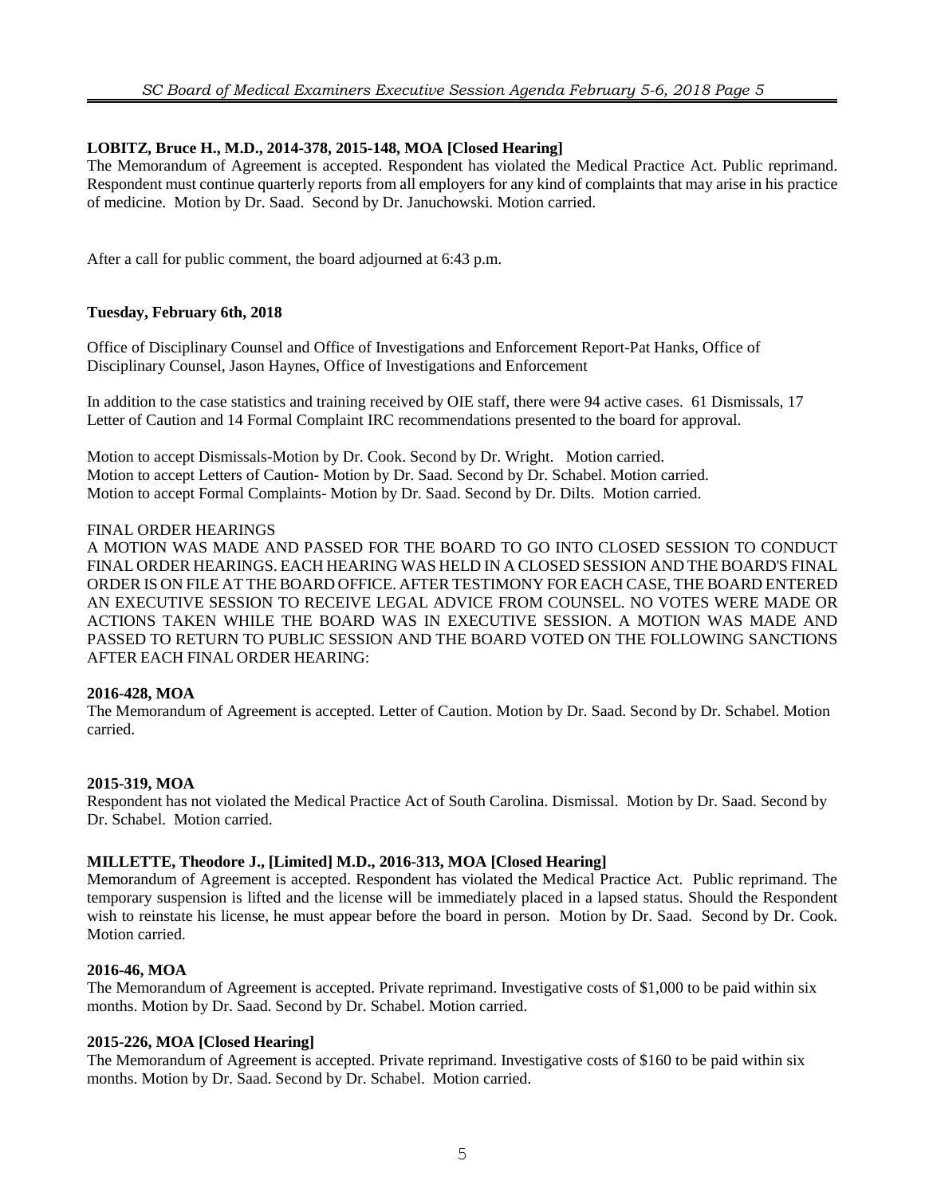**LOBITZ, Bruce H., M.D., 2014-378, 2015-148, MOA [Closed Hearing]**

The Memorandum of Agreement is accepted. Respondent has violated the Medical Practice Act. Public reprimand. Respondent must continue quarterly reports from all employers for any kind of complaints that may arise in his practice of medicine. Motion by Dr. Saad. Second by Dr. Januchowski. Motion carried.

After a call for public comment, the board adjourned at 6:43 p.m.

**Tuesday, February 6th, 2018**

Office of Disciplinary Counsel and Office of Investigations and Enforcement Report-Pat Hanks, Office of Disciplinary Counsel, Jason Haynes, Office of Investigations and Enforcement

In addition to the case statistics and training received by OIE staff, there were 94 active cases. 61 Dismissals, 17 Letter of Caution and 14 Formal Complaint IRC recommendations presented to the board for approval.

Motion to accept Dismissals-Motion by Dr. Cook. Second by Dr. Wright. Motion carried.
Motion to accept Letters of Caution- Motion by Dr. Saad. Second by Dr. Schabel. Motion carried.
Motion to accept Formal Complaints- Motion by Dr. Saad. Second by Dr. Dilts. Motion carried.

FINAL ORDER HEARINGS

A MOTION WAS MADE AND PASSED FOR THE BOARD TO GO INTO CLOSED SESSION TO CONDUCT FINAL ORDER HEARINGS. EACH HEARING WAS HELD IN A CLOSED SESSION AND THE BOARD'S FINAL ORDER IS ON FILE AT THE BOARD OFFICE. AFTER TESTIMONY FOR EACH CASE, THE BOARD ENTERED AN EXECUTIVE SESSION TO RECEIVE LEGAL ADVICE FROM COUNSEL. NO VOTES WERE MADE OR ACTIONS TAKEN WHILE THE BOARD WAS IN EXECUTIVE SESSION. A MOTION WAS MADE AND PASSED TO RETURN TO PUBLIC SESSION AND THE BOARD VOTED ON THE FOLLOWING SANCTIONS AFTER EACH FINAL ORDER HEARING:

**2016-428, MOA**

The Memorandum of Agreement is accepted. Letter of Caution. Motion by Dr. Saad. Second by Dr. Schabel. Motion carried.

**2015-319, MOA**

Respondent has not violated the Medical Practice Act of South Carolina. Dismissal. Motion by Dr. Saad. Second by Dr. Schabel. Motion carried.

**MILLETTE, Theodore J., [Limited] M.D., 2016-313, MOA [Closed Hearing]**

Memorandum of Agreement is accepted. Respondent has violated the Medical Practice Act. Public reprimand. The temporary suspension is lifted and the license will be immediately placed in a lapsed status. Should the Respondent wish to reinstate his license, he must appear before the board in person. Motion by Dr. Saad. Second by Dr. Cook. Motion carried.

**2016-46, MOA**

The Memorandum of Agreement is accepted. Private reprimand. Investigative costs of $1,000 to be paid within six months. Motion by Dr. Saad. Second by Dr. Schabel. Motion carried.

**2015-226, MOA [Closed Hearing]**

The Memorandum of Agreement is accepted. Private reprimand. Investigative costs of $160 to be paid within six months. Motion by Dr. Saad. Second by Dr. Schabel. Motion carried.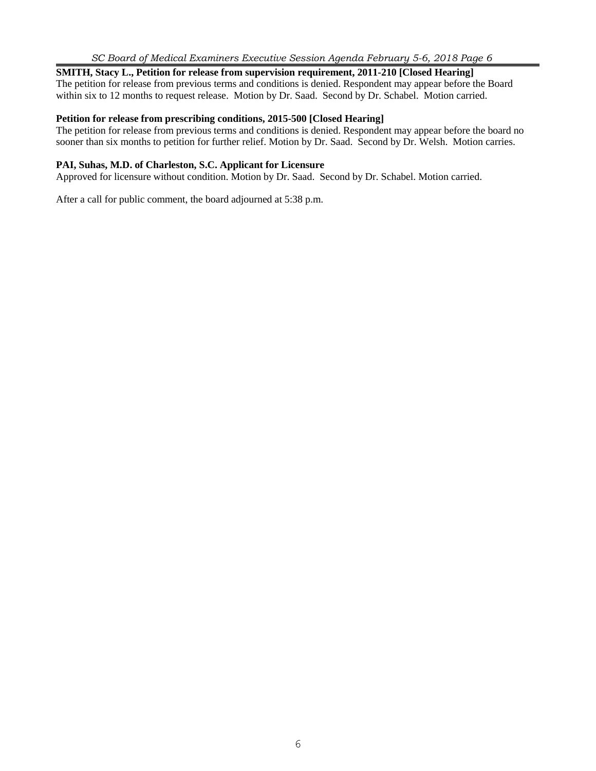**SMITH, Stacy L., Petition for release from supervision requirement, 2011-210 [Closed Hearing]**
The petition for release from previous terms and conditions is denied. Respondent may appear before the Board within six to 12 months to request release. Motion by Dr. Saad. Second by Dr. Schabel. Motion carried.

**Petition for release from prescribing conditions, 2015-500 [Closed Hearing]**
The petition for release from previous terms and conditions is denied. Respondent may appear before the board no sooner than six months to petition for further relief. Motion by Dr. Saad. Second by Dr. Welsh. Motion carries.

**PAI, Suhas, M.D. of Charleston, S.C. Applicant for Licensure**
Approved for licensure without condition. Motion by Dr. Saad. Second by Dr. Schabel. Motion carried.

After a call for public comment, the board adjourned at 5:38 p.m.